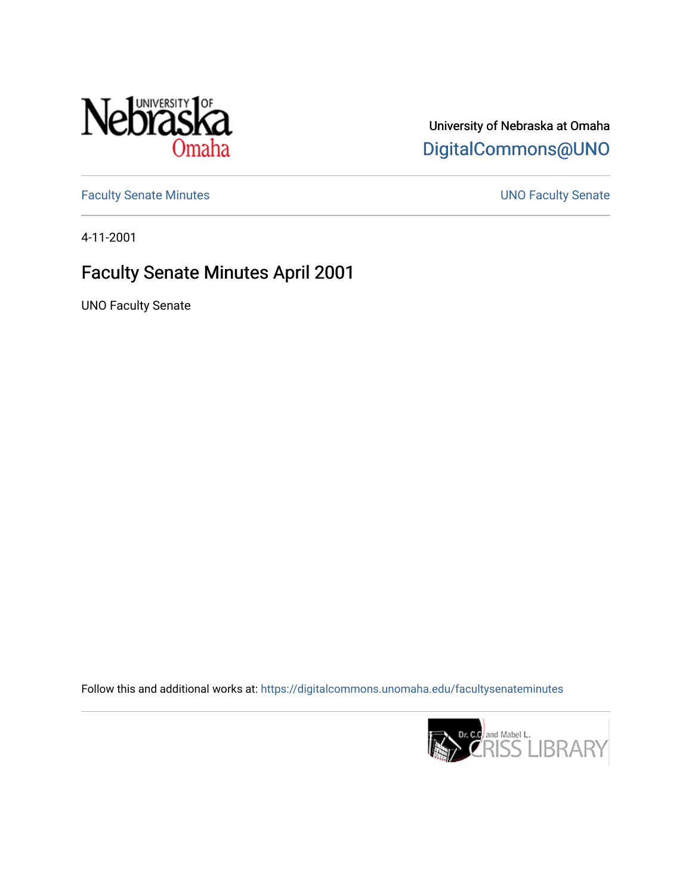University of Nebraska at Omaha

DigitalCommons@UNO

Faculty Senate Minutes

UNO Faculty Senate

4-11-2001

# Faculty Senate Minutes April 2001

UNO Faculty Senate

Follow this and additional works at: https://digitalcommons.unomaha.edu/facultysenateminutes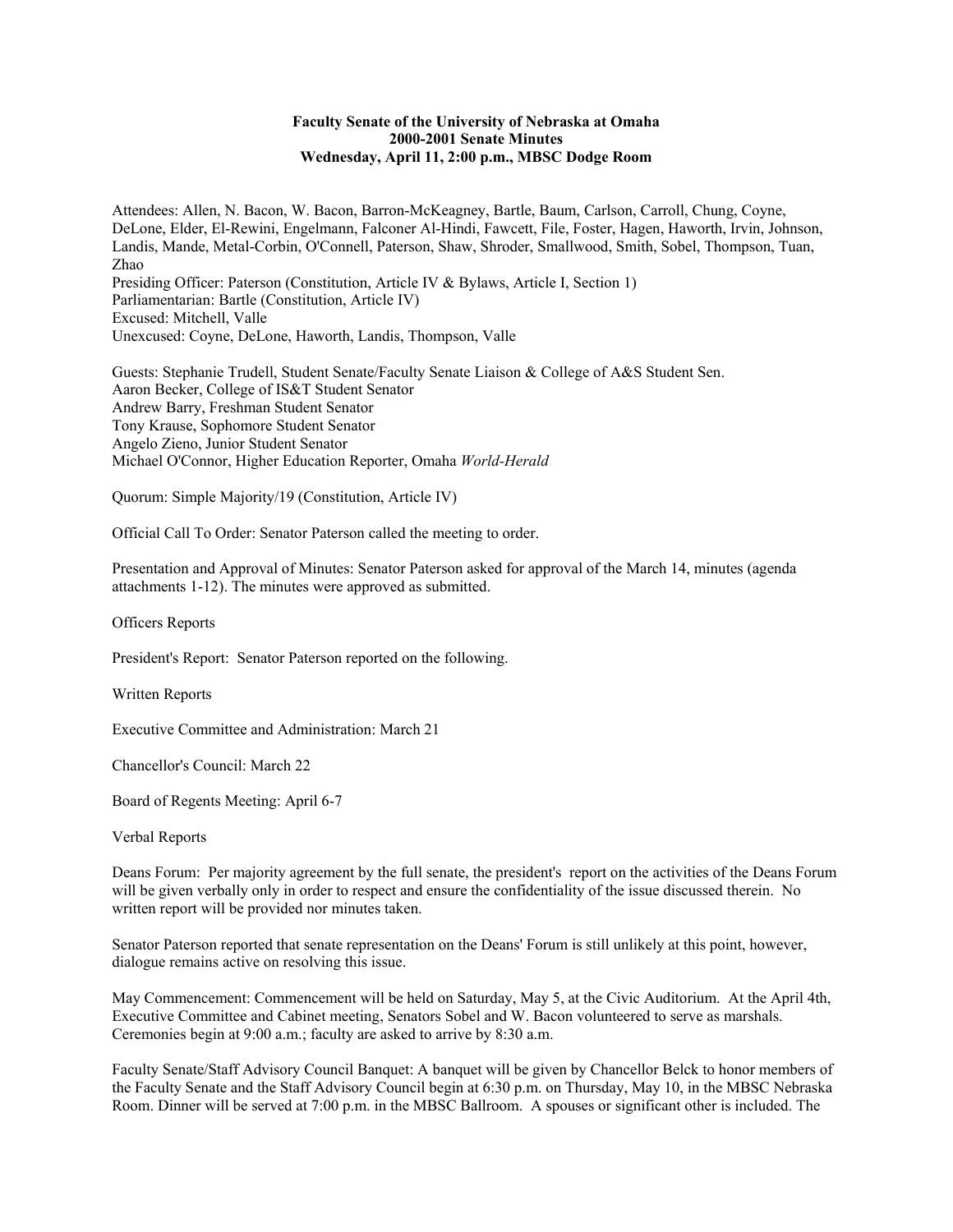**Faculty Senate of the University of Nebraska at Omaha**
**2000-2001 Senate Minutes**
**Wednesday, April 11, 2:00 p.m., MBSC Dodge Room**

Attendees: Allen, N. Bacon, W. Bacon, Barron-McKeagney, Bartle, Baum, Carlson, Carroll, Chung, Coyne, DeLone, Elder, El-Rewini, Engelmann, Falconer Al-Hindi, Fawcett, File, Foster, Hagen, Haworth, Irvin, Johnson, Landis, Mande, Metal-Corbin, O'Connell, Paterson, Shaw, Shroder, Smallwood, Smith, Sobel, Thompson, Tuan, Zhao
Presiding Officer: Paterson (Constitution, Article IV & Bylaws, Article I, Section 1)
Parliamentarian: Bartle (Constitution, Article IV)
Excused: Mitchell, Valle
Unexcused: Coyne, DeLone, Haworth, Landis, Thompson, Valle

Guests: Stephanie Trudell, Student Senate/Faculty Senate Liaison & College of A&S Student Sen.
Aaron Becker, College of IS&T Student Senator
Andrew Barry, Freshman Student Senator
Tony Krause, Sophomore Student Senator
Angelo Zieno, Junior Student Senator
Michael O'Connor, Higher Education Reporter, Omaha *World-Herald*

Quorum: Simple Majority/19 (Constitution, Article IV)

Official Call To Order: Senator Paterson called the meeting to order.

Presentation and Approval of Minutes: Senator Paterson asked for approval of the March 14, minutes (agenda attachments 1-12). The minutes were approved as submitted.

Officers Reports

President's Report: Senator Paterson reported on the following.

Written Reports

Executive Committee and Administration: March 21

Chancellor's Council: March 22

Board of Regents Meeting: April 6-7

Verbal Reports

Deans Forum: Per majority agreement by the full senate, the president's report on the activities of the Deans Forum will be given verbally only in order to respect and ensure the confidentiality of the issue discussed therein. No written report will be provided nor minutes taken.

Senator Paterson reported that senate representation on the Deans' Forum is still unlikely at this point, however, dialogue remains active on resolving this issue.

May Commencement: Commencement will be held on Saturday, May 5, at the Civic Auditorium. At the April 4th, Executive Committee and Cabinet meeting, Senators Sobel and W. Bacon volunteered to serve as marshals. Ceremonies begin at 9:00 a.m.; faculty are asked to arrive by 8:30 a.m.

Faculty Senate/Staff Advisory Council Banquet: A banquet will be given by Chancellor Belck to honor members of the Faculty Senate and the Staff Advisory Council begin at 6:30 p.m. on Thursday, May 10, in the MBSC Nebraska Room. Dinner will be served at 7:00 p.m. in the MBSC Ballroom. A spouses or significant other is included. The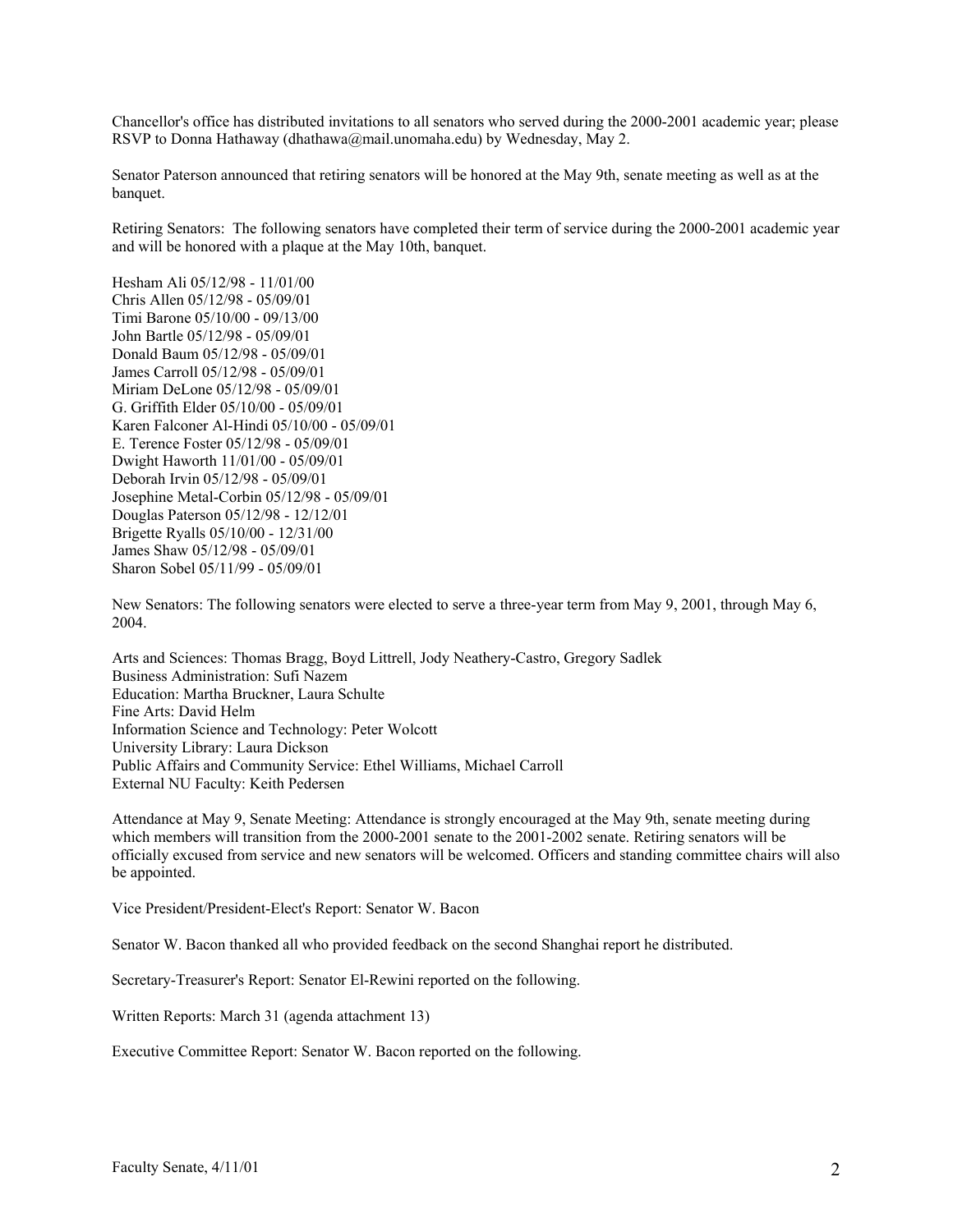Chancellor's office has distributed invitations to all senators who served during the 2000-2001 academic year; please RSVP to Donna Hathaway (dhathawa@mail.unomaha.edu) by Wednesday, May 2.

Senator Paterson announced that retiring senators will be honored at the May 9th, senate meeting as well as at the banquet.

Retiring Senators: The following senators have completed their term of service during the 2000-2001 academic year and will be honored with a plaque at the May 10th, banquet.

Hesham Ali 05/12/98 - 11/01/00  
Chris Allen 05/12/98 - 05/09/01  
Timi Barone 05/10/00 - 09/13/00  
John Bartle 05/12/98 - 05/09/01  
Donald Baum 05/12/98 - 05/09/01  
James Carroll 05/12/98 - 05/09/01  
Miriam DeLone 05/12/98 - 05/09/01  
G. Griffith Elder 05/10/00 - 05/09/01  
Karen Falconer Al-Hindi 05/10/00 - 05/09/01  
E. Terence Foster 05/12/98 - 05/09/01  
Dwight Haworth 11/01/00 - 05/09/01  
Deborah Irvin 05/12/98 - 05/09/01  
Josephine Metal-Corbin 05/12/98 - 05/09/01  
Douglas Paterson 05/12/98 - 12/12/01  
Brigette Ryalls 05/10/00 - 12/31/00  
James Shaw 05/12/98 - 05/09/01  
Sharon Sobel 05/11/99 - 05/09/01

New Senators: The following senators were elected to serve a three-year term from May 9, 2001, through May 6, 2004.

Arts and Sciences: Thomas Bragg, Boyd Littrell, Jody Neathery-Castro, Gregory Sadlek  
Business Administration: Sufi Nazem  
Education: Martha Bruckner, Laura Schulte  
Fine Arts: David Helm  
Information Science and Technology: Peter Wolcott  
University Library: Laura Dickson  
Public Affairs and Community Service: Ethel Williams, Michael Carroll  
External NU Faculty: Keith Pedersen

Attendance at May 9, Senate Meeting: Attendance is strongly encouraged at the May 9th, senate meeting during which members will transition from the 2000-2001 senate to the 2001-2002 senate. Retiring senators will be officially excused from service and new senators will be welcomed. Officers and standing committee chairs will also be appointed.

Vice President/President-Elect's Report: Senator W. Bacon

Senator W. Bacon thanked all who provided feedback on the second Shanghai report he distributed.

Secretary-Treasurer's Report: Senator El-Rewini reported on the following.

Written Reports: March 31 (agenda attachment 13)

Executive Committee Report: Senator W. Bacon reported on the following.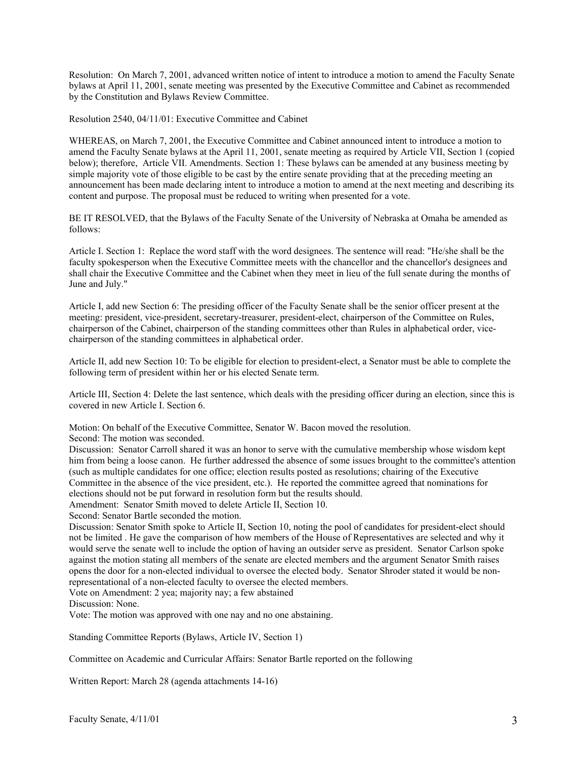Resolution: On March 7, 2001, advanced written notice of intent to introduce a motion to amend the Faculty Senate bylaws at April 11, 2001, senate meeting was presented by the Executive Committee and Cabinet as recommended by the Constitution and Bylaws Review Committee.

Resolution 2540, 04/11/01: Executive Committee and Cabinet

WHEREAS, on March 7, 2001, the Executive Committee and Cabinet announced intent to introduce a motion to amend the Faculty Senate bylaws at the April 11, 2001, senate meeting as required by Article VII, Section 1 (copied below); therefore, Article VII. Amendments. Section 1: These bylaws can be amended at any business meeting by simple majority vote of those eligible to be cast by the entire senate providing that at the preceding meeting an announcement has been made declaring intent to introduce a motion to amend at the next meeting and describing its content and purpose. The proposal must be reduced to writing when presented for a vote.

BE IT RESOLVED, that the Bylaws of the Faculty Senate of the University of Nebraska at Omaha be amended as follows:

Article I. Section 1: Replace the word staff with the word designees. The sentence will read: "He/she shall be the faculty spokesperson when the Executive Committee meets with the chancellor and the chancellor's designees and shall chair the Executive Committee and the Cabinet when they meet in lieu of the full senate during the months of June and July."

Article I, add new Section 6: The presiding officer of the Faculty Senate shall be the senior officer present at the meeting: president, vice-president, secretary-treasurer, president-elect, chairperson of the Committee on Rules, chairperson of the Cabinet, chairperson of the standing committees other than Rules in alphabetical order, vice-chairperson of the standing committees in alphabetical order.

Article II, add new Section 10: To be eligible for election to president-elect, a Senator must be able to complete the following term of president within her or his elected Senate term.

Article III, Section 4: Delete the last sentence, which deals with the presiding officer during an election, since this is covered in new Article I. Section 6.

Motion: On behalf of the Executive Committee, Senator W. Bacon moved the resolution.
Second: The motion was seconded.
Discussion: Senator Carroll shared it was an honor to serve with the cumulative membership whose wisdom kept him from being a loose canon. He further addressed the absence of some issues brought to the committee's attention (such as multiple candidates for one office; election results posted as resolutions; chairing of the Executive Committee in the absence of the vice president, etc.). He reported the committee agreed that nominations for elections should not be put forward in resolution form but the results should.
Amendment: Senator Smith moved to delete Article II, Section 10.
Second: Senator Bartle seconded the motion.
Discussion: Senator Smith spoke to Article II, Section 10, noting the pool of candidates for president-elect should not be limited . He gave the comparison of how members of the House of Representatives are selected and why it would serve the senate well to include the option of having an outsider serve as president. Senator Carlson spoke against the motion stating all members of the senate are elected members and the argument Senator Smith raises opens the door for a non-elected individual to oversee the elected body. Senator Shroder stated it would be non-representational of a non-elected faculty to oversee the elected members.
Vote on Amendment: 2 yea; majority nay; a few abstained
Discussion: None.
Vote: The motion was approved with one nay and no one abstaining.

Standing Committee Reports (Bylaws, Article IV, Section 1)

Committee on Academic and Curricular Affairs: Senator Bartle reported on the following

Written Report: March 28 (agenda attachments 14-16)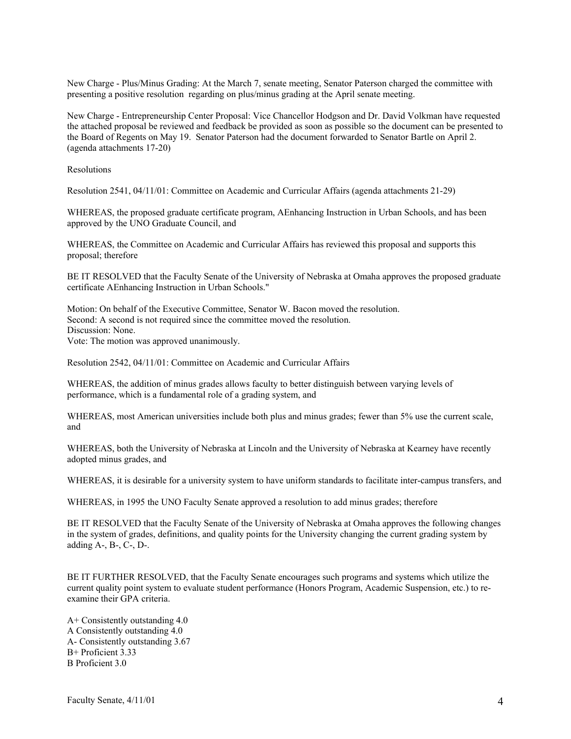New Charge - Plus/Minus Grading: At the March 7, senate meeting, Senator Paterson charged the committee with presenting a positive resolution regarding on plus/minus grading at the April senate meeting.

New Charge - Entrepreneurship Center Proposal: Vice Chancellor Hodgson and Dr. David Volkman have requested the attached proposal be reviewed and feedback be provided as soon as possible so the document can be presented to the Board of Regents on May 19. Senator Paterson had the document forwarded to Senator Bartle on April 2. (agenda attachments 17-20)

Resolutions

Resolution 2541, 04/11/01: Committee on Academic and Curricular Affairs (agenda attachments 21-29)

WHEREAS, the proposed graduate certificate program, AEnhancing Instruction in Urban Schools, and has been approved by the UNO Graduate Council, and

WHEREAS, the Committee on Academic and Curricular Affairs has reviewed this proposal and supports this proposal; therefore

BE IT RESOLVED that the Faculty Senate of the University of Nebraska at Omaha approves the proposed graduate certificate AEnhancing Instruction in Urban Schools."

Motion: On behalf of the Executive Committee, Senator W. Bacon moved the resolution.
Second: A second is not required since the committee moved the resolution.
Discussion: None.
Vote: The motion was approved unanimously.

Resolution 2542, 04/11/01: Committee on Academic and Curricular Affairs

WHEREAS, the addition of minus grades allows faculty to better distinguish between varying levels of performance, which is a fundamental role of a grading system, and

WHEREAS, most American universities include both plus and minus grades; fewer than 5% use the current scale, and

WHEREAS, both the University of Nebraska at Lincoln and the University of Nebraska at Kearney have recently adopted minus grades, and

WHEREAS, it is desirable for a university system to have uniform standards to facilitate inter-campus transfers, and

WHEREAS, in 1995 the UNO Faculty Senate approved a resolution to add minus grades; therefore

BE IT RESOLVED that the Faculty Senate of the University of Nebraska at Omaha approves the following changes in the system of grades, definitions, and quality points for the University changing the current grading system by adding A-, B-, C-, D-.

BE IT FURTHER RESOLVED, that the Faculty Senate encourages such programs and systems which utilize the current quality point system to evaluate student performance (Honors Program, Academic Suspension, etc.) to re-examine their GPA criteria.

A+ Consistently outstanding 4.0
A Consistently outstanding 4.0
A- Consistently outstanding 3.67
B+ Proficient 3.33
B Proficient 3.0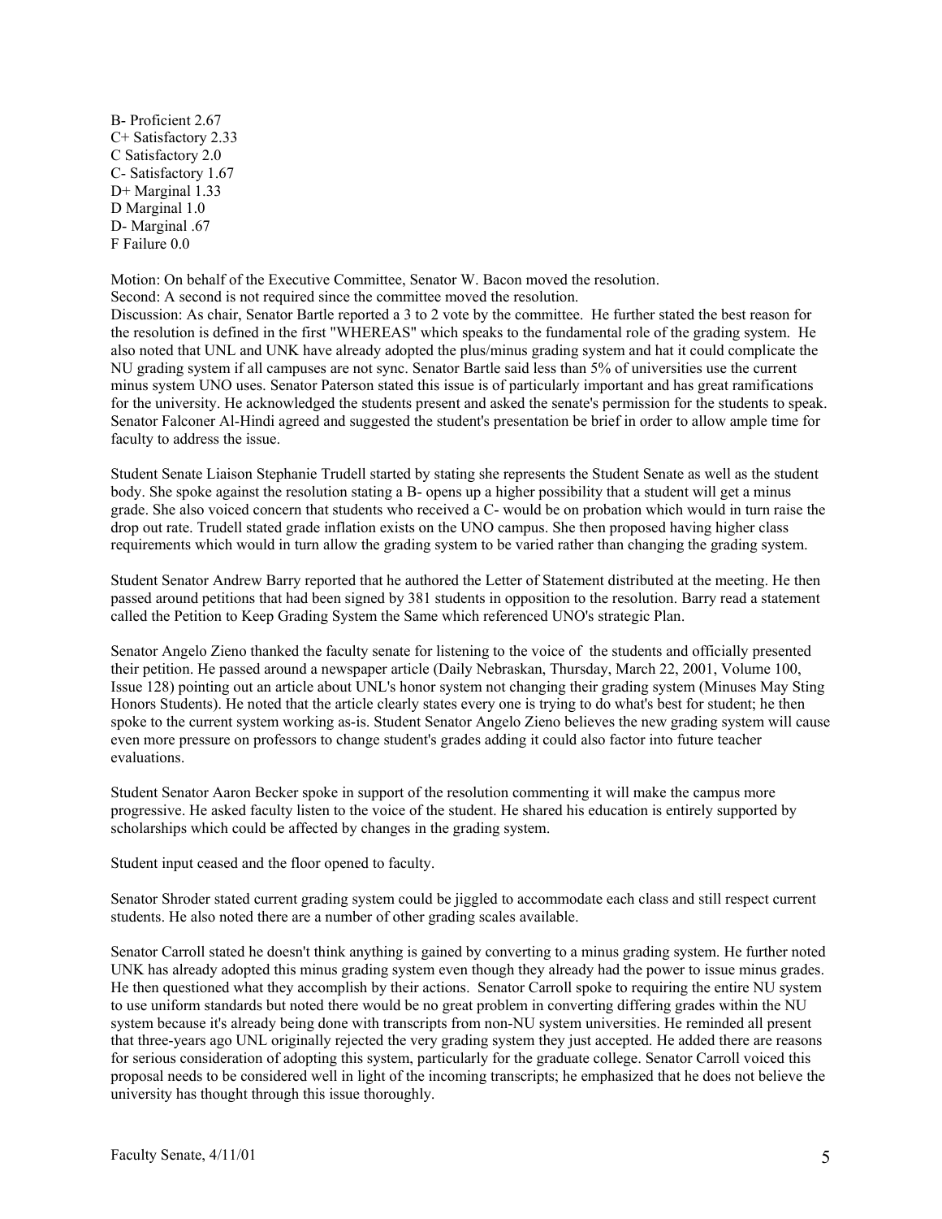B- Proficient 2.67
C+ Satisfactory 2.33
C Satisfactory 2.0
C- Satisfactory 1.67
D+ Marginal 1.33
D Marginal 1.0
D- Marginal .67
F Failure 0.0

Motion: On behalf of the Executive Committee, Senator W. Bacon moved the resolution.
Second: A second is not required since the committee moved the resolution.
Discussion: As chair, Senator Bartle reported a 3 to 2 vote by the committee. He further stated the best reason for the resolution is defined in the first "WHEREAS" which speaks to the fundamental role of the grading system. He also noted that UNL and UNK have already adopted the plus/minus grading system and hat it could complicate the NU grading system if all campuses are not sync. Senator Bartle said less than 5% of universities use the current minus system UNO uses. Senator Paterson stated this issue is of particularly important and has great ramifications for the university. He acknowledged the students present and asked the senate's permission for the students to speak. Senator Falconer Al-Hindi agreed and suggested the student's presentation be brief in order to allow ample time for faculty to address the issue.

Student Senate Liaison Stephanie Trudell started by stating she represents the Student Senate as well as the student body. She spoke against the resolution stating a B- opens up a higher possibility that a student will get a minus grade. She also voiced concern that students who received a C- would be on probation which would in turn raise the drop out rate. Trudell stated grade inflation exists on the UNO campus. She then proposed having higher class requirements which would in turn allow the grading system to be varied rather than changing the grading system.

Student Senator Andrew Barry reported that he authored the Letter of Statement distributed at the meeting. He then passed around petitions that had been signed by 381 students in opposition to the resolution. Barry read a statement called the Petition to Keep Grading System the Same which referenced UNO's strategic Plan.

Senator Angelo Zieno thanked the faculty senate for listening to the voice of the students and officially presented their petition. He passed around a newspaper article (Daily Nebraskan, Thursday, March 22, 2001, Volume 100, Issue 128) pointing out an article about UNL's honor system not changing their grading system (Minuses May Sting Honors Students). He noted that the article clearly states every one is trying to do what's best for student; he then spoke to the current system working as-is. Student Senator Angelo Zieno believes the new grading system will cause even more pressure on professors to change student's grades adding it could also factor into future teacher evaluations.

Student Senator Aaron Becker spoke in support of the resolution commenting it will make the campus more progressive. He asked faculty listen to the voice of the student. He shared his education is entirely supported by scholarships which could be affected by changes in the grading system.

Student input ceased and the floor opened to faculty.

Senator Shroder stated current grading system could be jiggled to accommodate each class and still respect current students. He also noted there are a number of other grading scales available.

Senator Carroll stated he doesn't think anything is gained by converting to a minus grading system. He further noted UNK has already adopted this minus grading system even though they already had the power to issue minus grades. He then questioned what they accomplish by their actions. Senator Carroll spoke to requiring the entire NU system to use uniform standards but noted there would be no great problem in converting differing grades within the NU system because it's already being done with transcripts from non-NU system universities. He reminded all present that three-years ago UNL originally rejected the very grading system they just accepted. He added there are reasons for serious consideration of adopting this system, particularly for the graduate college. Senator Carroll voiced this proposal needs to be considered well in light of the incoming transcripts; he emphasized that he does not believe the university has thought through this issue thoroughly.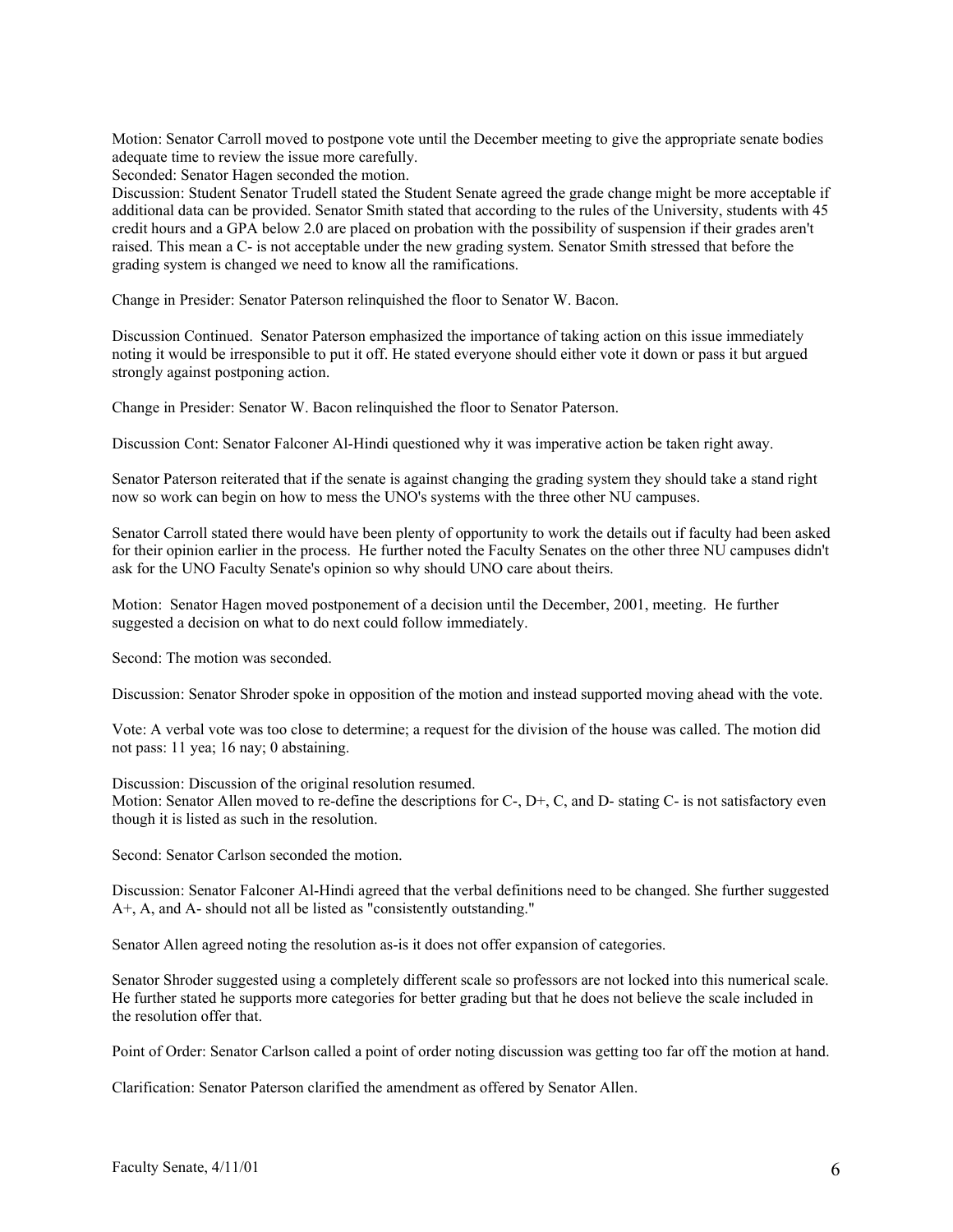Motion: Senator Carroll moved to postpone vote until the December meeting to give the appropriate senate bodies adequate time to review the issue more carefully.
Seconded: Senator Hagen seconded the motion.
Discussion: Student Senator Trudell stated the Student Senate agreed the grade change might be more acceptable if additional data can be provided. Senator Smith stated that according to the rules of the University, students with 45 credit hours and a GPA below 2.0 are placed on probation with the possibility of suspension if their grades aren't raised. This mean a C- is not acceptable under the new grading system. Senator Smith stressed that before the grading system is changed we need to know all the ramifications.

Change in Presider: Senator Paterson relinquished the floor to Senator W. Bacon.

Discussion Continued. Senator Paterson emphasized the importance of taking action on this issue immediately noting it would be irresponsible to put it off. He stated everyone should either vote it down or pass it but argued strongly against postponing action.

Change in Presider: Senator W. Bacon relinquished the floor to Senator Paterson.

Discussion Cont: Senator Falconer Al-Hindi questioned why it was imperative action be taken right away.

Senator Paterson reiterated that if the senate is against changing the grading system they should take a stand right now so work can begin on how to mess the UNO's systems with the three other NU campuses.

Senator Carroll stated there would have been plenty of opportunity to work the details out if faculty had been asked for their opinion earlier in the process. He further noted the Faculty Senates on the other three NU campuses didn't ask for the UNO Faculty Senate's opinion so why should UNO care about theirs.

Motion: Senator Hagen moved postponement of a decision until the December, 2001, meeting. He further suggested a decision on what to do next could follow immediately.

Second: The motion was seconded.

Discussion: Senator Shroder spoke in opposition of the motion and instead supported moving ahead with the vote.

Vote: A verbal vote was too close to determine; a request for the division of the house was called. The motion did not pass: 11 yea; 16 nay; 0 abstaining.

Discussion: Discussion of the original resolution resumed.
Motion: Senator Allen moved to re-define the descriptions for C-, D+, C, and D- stating C- is not satisfactory even though it is listed as such in the resolution.

Second: Senator Carlson seconded the motion.

Discussion: Senator Falconer Al-Hindi agreed that the verbal definitions need to be changed. She further suggested A+, A, and A- should not all be listed as "consistently outstanding."

Senator Allen agreed noting the resolution as-is it does not offer expansion of categories.

Senator Shroder suggested using a completely different scale so professors are not locked into this numerical scale. He further stated he supports more categories for better grading but that he does not believe the scale included in the resolution offer that.

Point of Order: Senator Carlson called a point of order noting discussion was getting too far off the motion at hand.

Clarification: Senator Paterson clarified the amendment as offered by Senator Allen.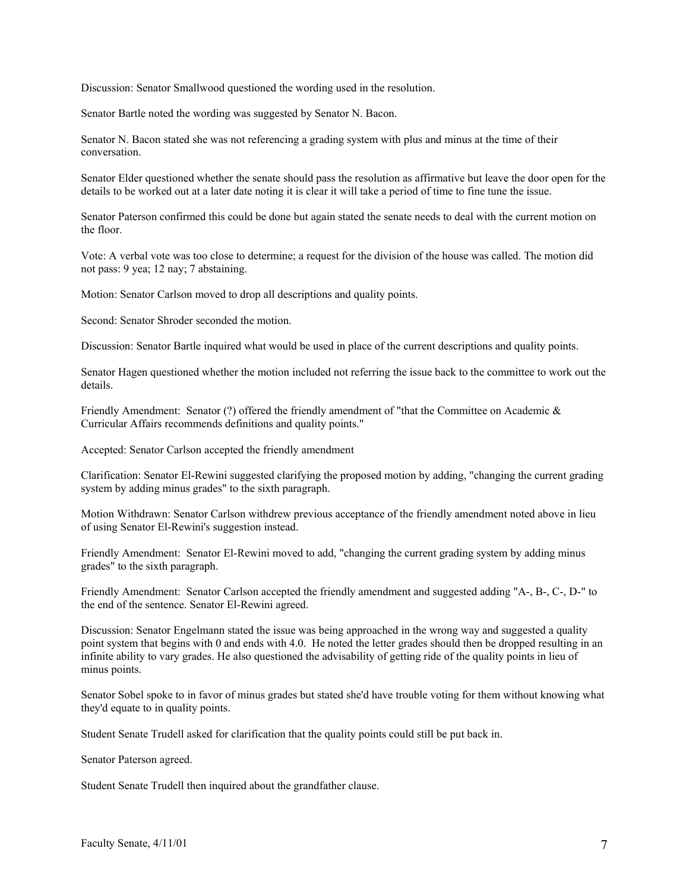Discussion: Senator Smallwood questioned the wording used in the resolution.

Senator Bartle noted the wording was suggested by Senator N. Bacon.

Senator N. Bacon stated she was not referencing a grading system with plus and minus at the time of their conversation.

Senator Elder questioned whether the senate should pass the resolution as affirmative but leave the door open for the details to be worked out at a later date noting it is clear it will take a period of time to fine tune the issue.

Senator Paterson confirmed this could be done but again stated the senate needs to deal with the current motion on the floor.

Vote: A verbal vote was too close to determine; a request for the division of the house was called. The motion did not pass: 9 yea; 12 nay; 7 abstaining.

Motion: Senator Carlson moved to drop all descriptions and quality points.

Second: Senator Shroder seconded the motion.

Discussion: Senator Bartle inquired what would be used in place of the current descriptions and quality points.

Senator Hagen questioned whether the motion included not referring the issue back to the committee to work out the details.

Friendly Amendment: Senator (?) offered the friendly amendment of "that the Committee on Academic & Curricular Affairs recommends definitions and quality points."

Accepted: Senator Carlson accepted the friendly amendment

Clarification: Senator El-Rewini suggested clarifying the proposed motion by adding, "changing the current grading system by adding minus grades" to the sixth paragraph.

Motion Withdrawn: Senator Carlson withdrew previous acceptance of the friendly amendment noted above in lieu of using Senator El-Rewini's suggestion instead.

Friendly Amendment: Senator El-Rewini moved to add, "changing the current grading system by adding minus grades" to the sixth paragraph.

Friendly Amendment: Senator Carlson accepted the friendly amendment and suggested adding "A-, B-, C-, D-" to the end of the sentence. Senator El-Rewini agreed.

Discussion: Senator Engelmann stated the issue was being approached in the wrong way and suggested a quality point system that begins with 0 and ends with 4.0. He noted the letter grades should then be dropped resulting in an infinite ability to vary grades. He also questioned the advisability of getting ride of the quality points in lieu of minus points.

Senator Sobel spoke to in favor of minus grades but stated she'd have trouble voting for them without knowing what they'd equate to in quality points.

Student Senate Trudell asked for clarification that the quality points could still be put back in.

Senator Paterson agreed.

Student Senate Trudell then inquired about the grandfather clause.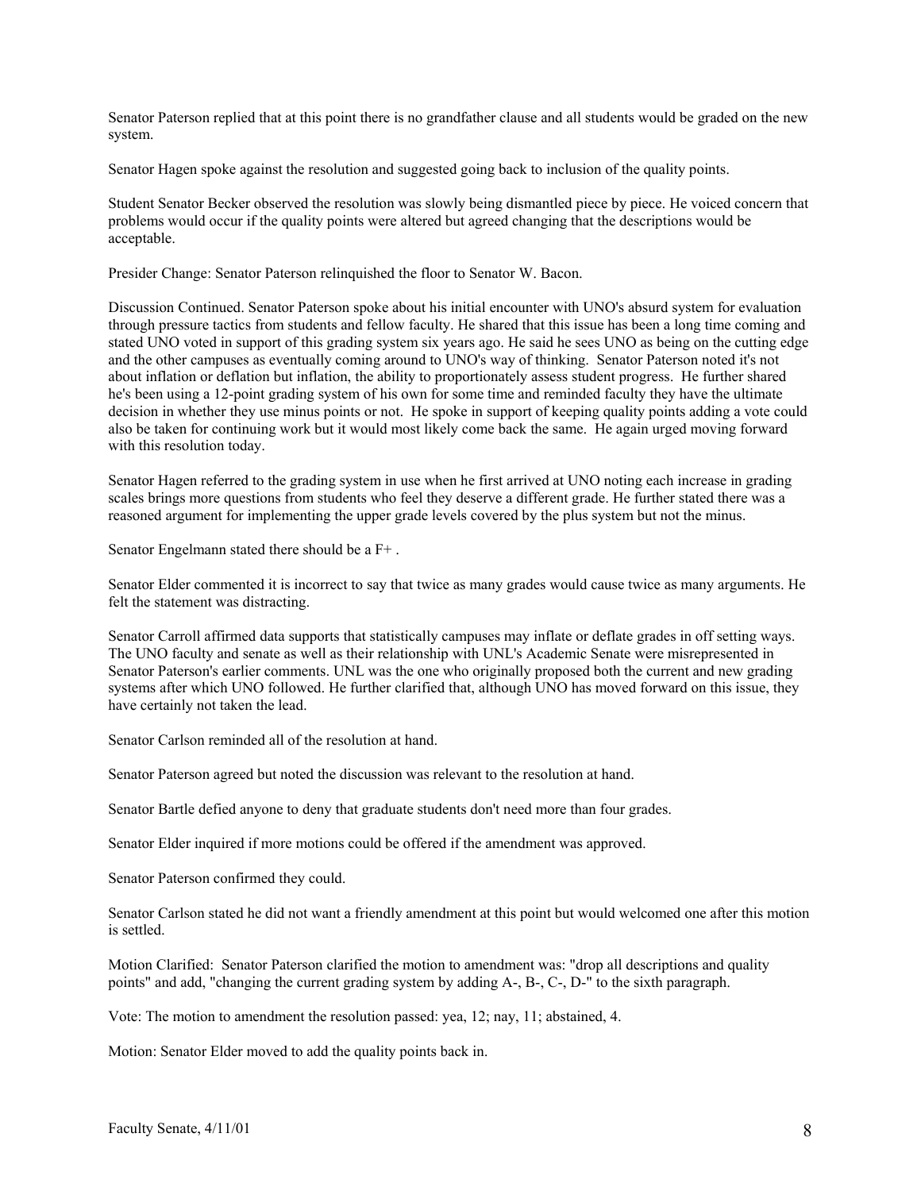Senator Paterson replied that at this point there is no grandfather clause and all students would be graded on the new system.

Senator Hagen spoke against the resolution and suggested going back to inclusion of the quality points.

Student Senator Becker observed the resolution was slowly being dismantled piece by piece. He voiced concern that problems would occur if the quality points were altered but agreed changing that the descriptions would be acceptable.

Presider Change: Senator Paterson relinquished the floor to Senator W. Bacon.

Discussion Continued. Senator Paterson spoke about his initial encounter with UNO's absurd system for evaluation through pressure tactics from students and fellow faculty. He shared that this issue has been a long time coming and stated UNO voted in support of this grading system six years ago. He said he sees UNO as being on the cutting edge and the other campuses as eventually coming around to UNO's way of thinking. Senator Paterson noted it's not about inflation or deflation but inflation, the ability to proportionately assess student progress. He further shared he's been using a 12-point grading system of his own for some time and reminded faculty they have the ultimate decision in whether they use minus points or not. He spoke in support of keeping quality points adding a vote could also be taken for continuing work but it would most likely come back the same. He again urged moving forward with this resolution today.

Senator Hagen referred to the grading system in use when he first arrived at UNO noting each increase in grading scales brings more questions from students who feel they deserve a different grade. He further stated there was a reasoned argument for implementing the upper grade levels covered by the plus system but not the minus.

Senator Engelmann stated there should be a F+ .

Senator Elder commented it is incorrect to say that twice as many grades would cause twice as many arguments. He felt the statement was distracting.

Senator Carroll affirmed data supports that statistically campuses may inflate or deflate grades in off setting ways. The UNO faculty and senate as well as their relationship with UNL's Academic Senate were misrepresented in Senator Paterson's earlier comments. UNL was the one who originally proposed both the current and new grading systems after which UNO followed. He further clarified that, although UNO has moved forward on this issue, they have certainly not taken the lead.

Senator Carlson reminded all of the resolution at hand.

Senator Paterson agreed but noted the discussion was relevant to the resolution at hand.

Senator Bartle defied anyone to deny that graduate students don't need more than four grades.

Senator Elder inquired if more motions could be offered if the amendment was approved.

Senator Paterson confirmed they could.

Senator Carlson stated he did not want a friendly amendment at this point but would welcomed one after this motion is settled.

Motion Clarified: Senator Paterson clarified the motion to amendment was: "drop all descriptions and quality points" and add, "changing the current grading system by adding A-, B-, C-, D-" to the sixth paragraph.

Vote: The motion to amendment the resolution passed: yea, 12; nay, 11; abstained, 4.

Motion: Senator Elder moved to add the quality points back in.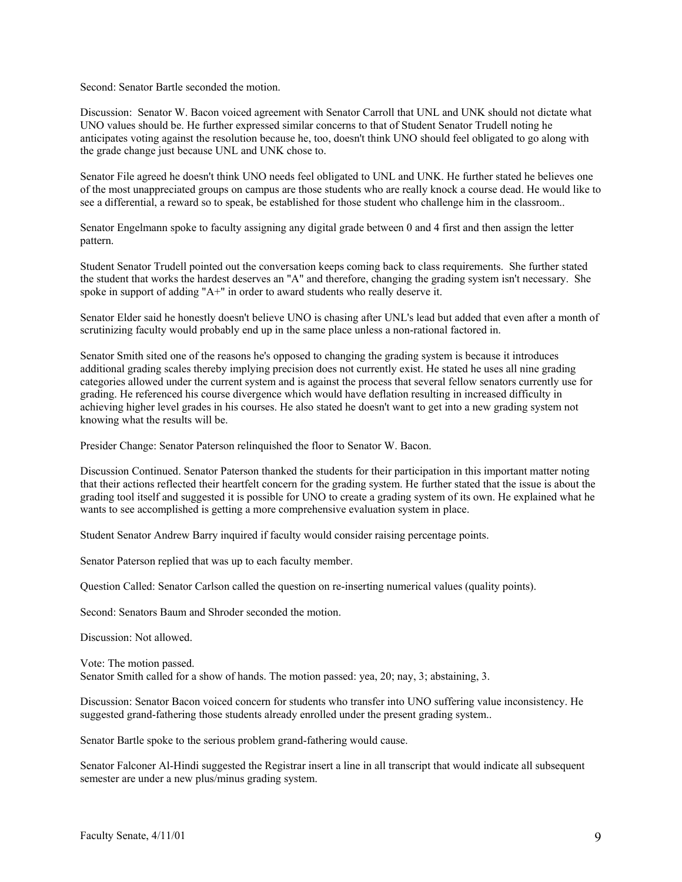Second: Senator Bartle seconded the motion.

Discussion: Senator W. Bacon voiced agreement with Senator Carroll that UNL and UNK should not dictate what UNO values should be. He further expressed similar concerns to that of Student Senator Trudell noting he anticipates voting against the resolution because he, too, doesn't think UNO should feel obligated to go along with the grade change just because UNL and UNK chose to.

Senator File agreed he doesn't think UNO needs feel obligated to UNL and UNK. He further stated he believes one of the most unappreciated groups on campus are those students who are really knock a course dead. He would like to see a differential, a reward so to speak, be established for those student who challenge him in the classroom..

Senator Engelmann spoke to faculty assigning any digital grade between 0 and 4 first and then assign the letter pattern.

Student Senator Trudell pointed out the conversation keeps coming back to class requirements. She further stated the student that works the hardest deserves an "A" and therefore, changing the grading system isn't necessary. She spoke in support of adding "A+" in order to award students who really deserve it.

Senator Elder said he honestly doesn't believe UNO is chasing after UNL's lead but added that even after a month of scrutinizing faculty would probably end up in the same place unless a non-rational factored in.

Senator Smith sited one of the reasons he's opposed to changing the grading system is because it introduces additional grading scales thereby implying precision does not currently exist. He stated he uses all nine grading categories allowed under the current system and is against the process that several fellow senators currently use for grading. He referenced his course divergence which would have deflation resulting in increased difficulty in achieving higher level grades in his courses. He also stated he doesn't want to get into a new grading system not knowing what the results will be.

Presider Change: Senator Paterson relinquished the floor to Senator W. Bacon.

Discussion Continued. Senator Paterson thanked the students for their participation in this important matter noting that their actions reflected their heartfelt concern for the grading system. He further stated that the issue is about the grading tool itself and suggested it is possible for UNO to create a grading system of its own. He explained what he wants to see accomplished is getting a more comprehensive evaluation system in place.

Student Senator Andrew Barry inquired if faculty would consider raising percentage points.

Senator Paterson replied that was up to each faculty member.

Question Called: Senator Carlson called the question on re-inserting numerical values (quality points).

Second: Senators Baum and Shroder seconded the motion.

Discussion: Not allowed.

Vote: The motion passed.
Senator Smith called for a show of hands. The motion passed: yea, 20; nay, 3; abstaining, 3.

Discussion: Senator Bacon voiced concern for students who transfer into UNO suffering value inconsistency. He suggested grand-fathering those students already enrolled under the present grading system..

Senator Bartle spoke to the serious problem grand-fathering would cause.

Senator Falconer Al-Hindi suggested the Registrar insert a line in all transcript that would indicate all subsequent semester are under a new plus/minus grading system.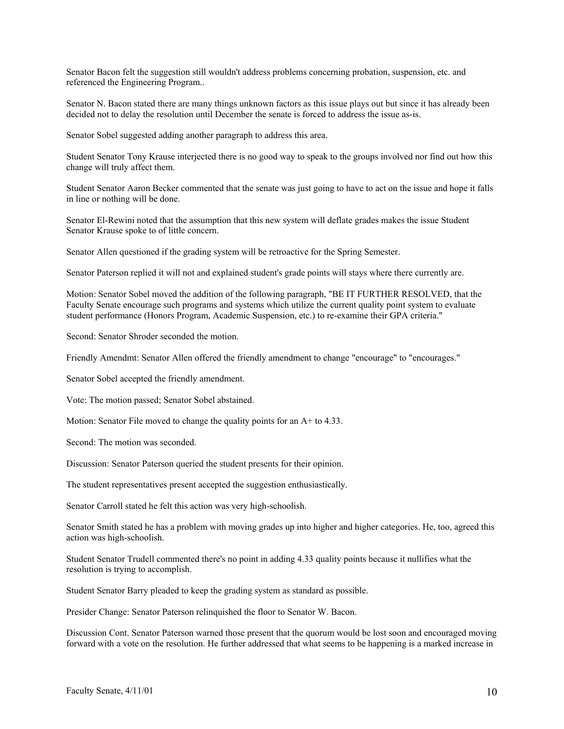Senator Bacon felt the suggestion still wouldn't address problems concerning probation, suspension, etc. and referenced the Engineering Program..

Senator N. Bacon stated there are many things unknown factors as this issue plays out but since it has already been decided not to delay the resolution until December the senate is forced to address the issue as-is.

Senator Sobel suggested adding another paragraph to address this area.

Student Senator Tony Krause interjected there is no good way to speak to the groups involved nor find out how this change will truly affect them.

Student Senator Aaron Becker commented that the senate was just going to have to act on the issue and hope it falls in line or nothing will be done.

Senator El-Rewini noted that the assumption that this new system will deflate grades makes the issue Student Senator Krause spoke to of little concern.

Senator Allen questioned if the grading system will be retroactive for the Spring Semester.

Senator Paterson replied it will not and explained student's grade points will stays where there currently are.

Motion: Senator Sobel moved the addition of the following paragraph, "BE IT FURTHER RESOLVED, that the Faculty Senate encourage such programs and systems which utilize the current quality point system to evaluate student performance (Honors Program, Academic Suspension, etc.) to re-examine their GPA criteria."

Second: Senator Shroder seconded the motion.

Friendly Amendmt: Senator Allen offered the friendly amendment to change "encourage" to "encourages."

Senator Sobel accepted the friendly amendment.

Vote: The motion passed; Senator Sobel abstained.

Motion: Senator File moved to change the quality points for an A+ to 4.33.

Second: The motion was seconded.

Discussion: Senator Paterson queried the student presents for their opinion.

The student representatives present accepted the suggestion enthusiastically.

Senator Carroll stated he felt this action was very high-schoolish.

Senator Smith stated he has a problem with moving grades up into higher and higher categories. He, too, agreed this action was high-schoolish.

Student Senator Trudell commented there's no point in adding 4.33 quality points because it nullifies what the resolution is trying to accomplish.

Student Senator Barry pleaded to keep the grading system as standard as possible.

Presider Change: Senator Paterson relinquished the floor to Senator W. Bacon.

Discussion Cont. Senator Paterson warned those present that the quorum would be lost soon and encouraged moving forward with a vote on the resolution. He further addressed that what seems to be happening is a marked increase in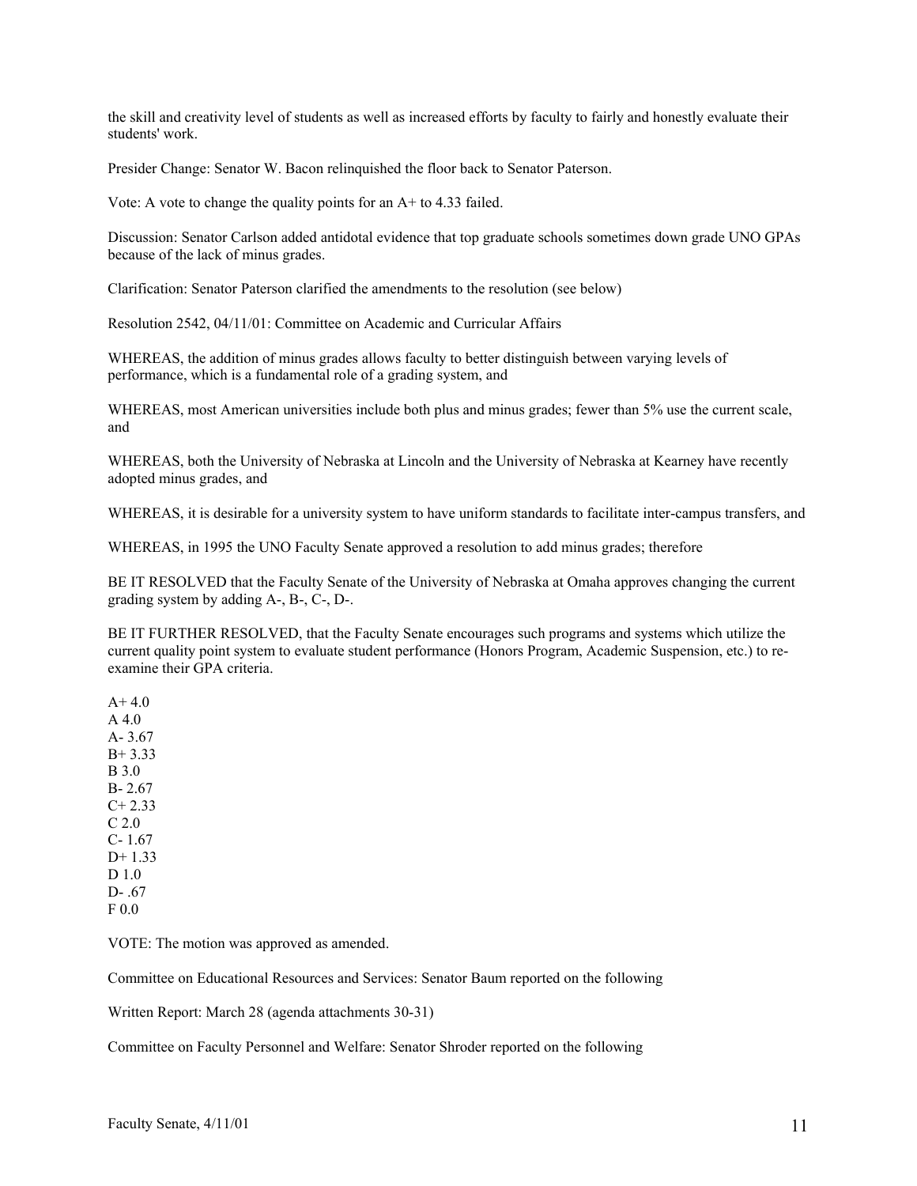the skill and creativity level of students as well as increased efforts by faculty to fairly and honestly evaluate their students' work.

Presider Change: Senator W. Bacon relinquished the floor back to Senator Paterson.

Vote: A vote to change the quality points for an A+ to 4.33 failed.

Discussion: Senator Carlson added antidotal evidence that top graduate schools sometimes down grade UNO GPAs because of the lack of minus grades.

Clarification: Senator Paterson clarified the amendments to the resolution (see below)

Resolution 2542, 04/11/01: Committee on Academic and Curricular Affairs

WHEREAS, the addition of minus grades allows faculty to better distinguish between varying levels of performance, which is a fundamental role of a grading system, and

WHEREAS, most American universities include both plus and minus grades; fewer than 5% use the current scale, and

WHEREAS, both the University of Nebraska at Lincoln and the University of Nebraska at Kearney have recently adopted minus grades, and

WHEREAS, it is desirable for a university system to have uniform standards to facilitate inter-campus transfers, and

WHEREAS, in 1995 the UNO Faculty Senate approved a resolution to add minus grades; therefore

BE IT RESOLVED that the Faculty Senate of the University of Nebraska at Omaha approves changing the current grading system by adding A-, B-, C-, D-.

BE IT FURTHER RESOLVED, that the Faculty Senate encourages such programs and systems which utilize the current quality point system to evaluate student performance (Honors Program, Academic Suspension, etc.) to re-examine their GPA criteria.

A+ 4.0
A 4.0
A- 3.67
B+ 3.33
B 3.0
B- 2.67
C+ 2.33
C 2.0
C- 1.67
D+ 1.33
D 1.0
D- .67
F 0.0

VOTE: The motion was approved as amended.

Committee on Educational Resources and Services: Senator Baum reported on the following

Written Report: March 28 (agenda attachments 30-31)

Committee on Faculty Personnel and Welfare: Senator Shroder reported on the following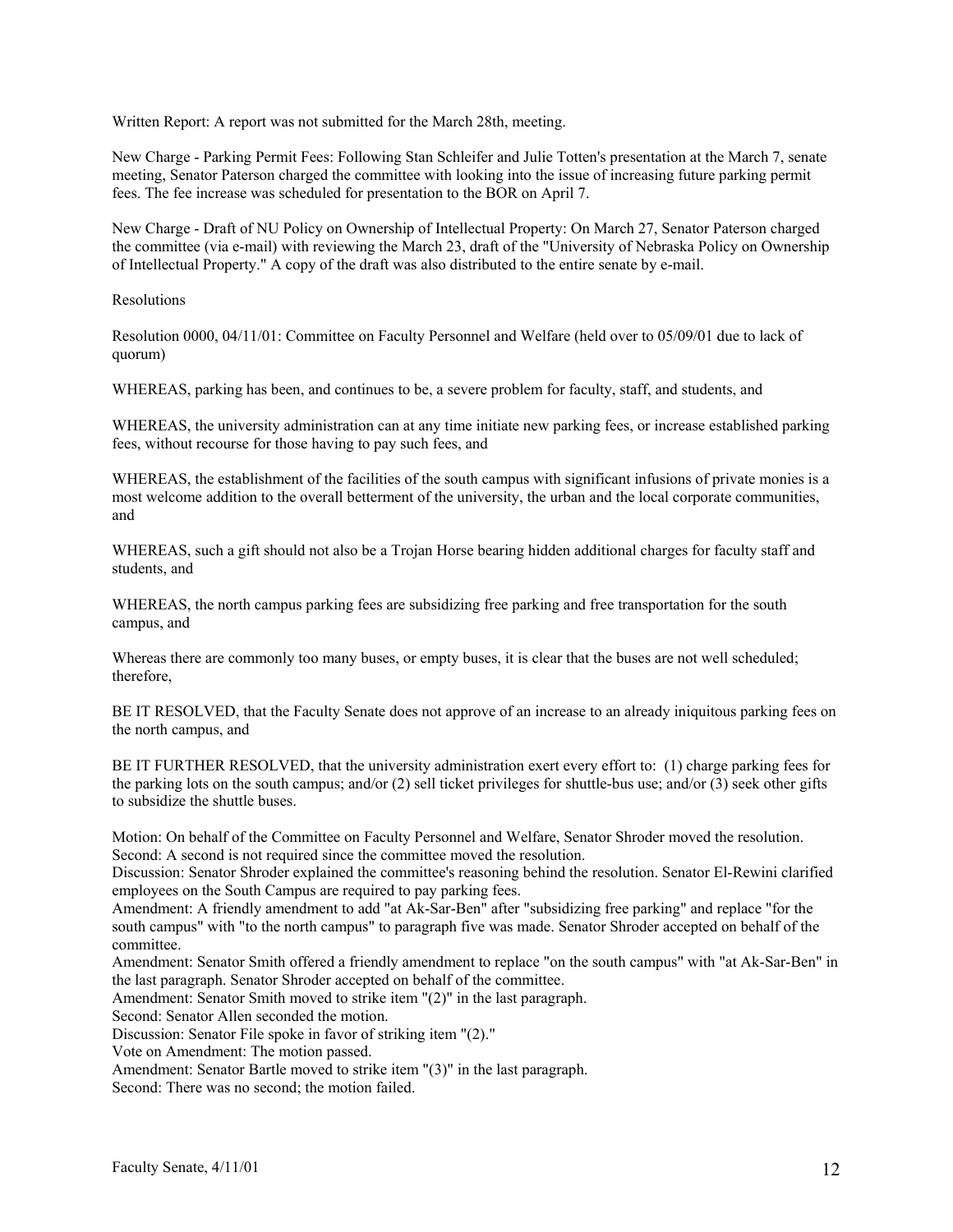Written Report: A report was not submitted for the March 28th, meeting.

New Charge - Parking Permit Fees: Following Stan Schleifer and Julie Totten's presentation at the March 7, senate meeting, Senator Paterson charged the committee with looking into the issue of increasing future parking permit fees. The fee increase was scheduled for presentation to the BOR on April 7.

New Charge - Draft of NU Policy on Ownership of Intellectual Property: On March 27, Senator Paterson charged the committee (via e-mail) with reviewing the March 23, draft of the "University of Nebraska Policy on Ownership of Intellectual Property." A copy of the draft was also distributed to the entire senate by e-mail.

Resolutions

Resolution 0000, 04/11/01: Committee on Faculty Personnel and Welfare (held over to 05/09/01 due to lack of quorum)

WHEREAS, parking has been, and continues to be, a severe problem for faculty, staff, and students, and

WHEREAS, the university administration can at any time initiate new parking fees, or increase established parking fees, without recourse for those having to pay such fees, and

WHEREAS, the establishment of the facilities of the south campus with significant infusions of private monies is a most welcome addition to the overall betterment of the university, the urban and the local corporate communities, and

WHEREAS, such a gift should not also be a Trojan Horse bearing hidden additional charges for faculty staff and students, and

WHEREAS, the north campus parking fees are subsidizing free parking and free transportation for the south campus, and

Whereas there are commonly too many buses, or empty buses, it is clear that the buses are not well scheduled; therefore,

BE IT RESOLVED, that the Faculty Senate does not approve of an increase to an already iniquitous parking fees on the north campus, and

BE IT FURTHER RESOLVED, that the university administration exert every effort to: (1) charge parking fees for the parking lots on the south campus; and/or (2) sell ticket privileges for shuttle-bus use; and/or (3) seek other gifts to subsidize the shuttle buses.

Motion: On behalf of the Committee on Faculty Personnel and Welfare, Senator Shroder moved the resolution.
Second: A second is not required since the committee moved the resolution.
Discussion: Senator Shroder explained the committee's reasoning behind the resolution. Senator El-Rewini clarified employees on the South Campus are required to pay parking fees.
Amendment: A friendly amendment to add "at Ak-Sar-Ben" after "subsidizing free parking" and replace "for the south campus" with "to the north campus" to paragraph five was made. Senator Shroder accepted on behalf of the committee.
Amendment: Senator Smith offered a friendly amendment to replace "on the south campus" with "at Ak-Sar-Ben" in the last paragraph. Senator Shroder accepted on behalf of the committee.
Amendment: Senator Smith moved to strike item "(2)" in the last paragraph.
Second: Senator Allen seconded the motion.
Discussion: Senator File spoke in favor of striking item "(2)."
Vote on Amendment: The motion passed.
Amendment: Senator Bartle moved to strike item "(3)" in the last paragraph.
Second: There was no second; the motion failed.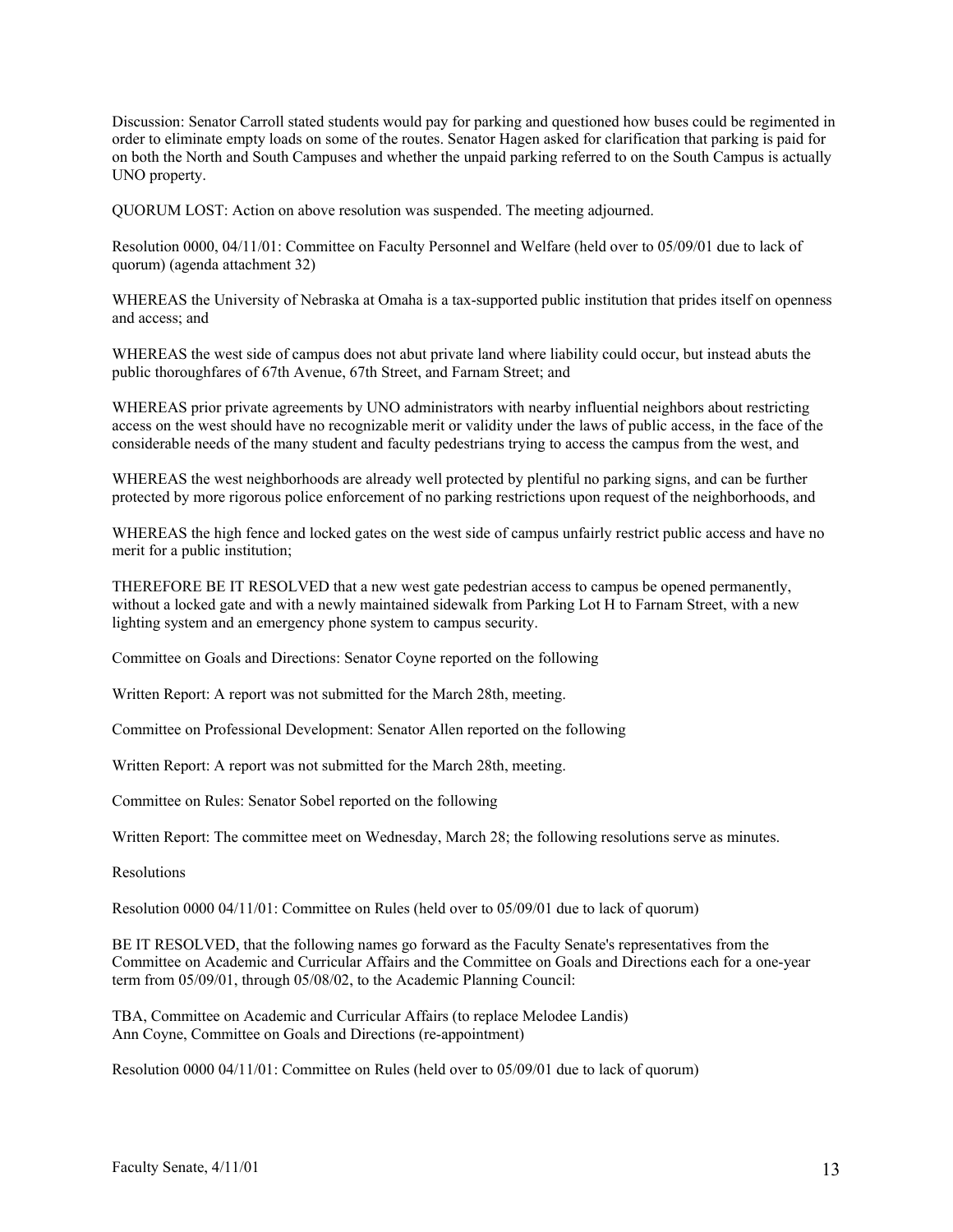Discussion: Senator Carroll stated students would pay for parking and questioned how buses could be regimented in order to eliminate empty loads on some of the routes. Senator Hagen asked for clarification that parking is paid for on both the North and South Campuses and whether the unpaid parking referred to on the South Campus is actually UNO property.

QUORUM LOST: Action on above resolution was suspended. The meeting adjourned.

Resolution 0000, 04/11/01: Committee on Faculty Personnel and Welfare (held over to 05/09/01 due to lack of quorum) (agenda attachment 32)

WHEREAS the University of Nebraska at Omaha is a tax-supported public institution that prides itself on openness and access; and

WHEREAS the west side of campus does not abut private land where liability could occur, but instead abuts the public thoroughfares of 67th Avenue, 67th Street, and Farnam Street; and

WHEREAS prior private agreements by UNO administrators with nearby influential neighbors about restricting access on the west should have no recognizable merit or validity under the laws of public access, in the face of the considerable needs of the many student and faculty pedestrians trying to access the campus from the west, and

WHEREAS the west neighborhoods are already well protected by plentiful no parking signs, and can be further protected by more rigorous police enforcement of no parking restrictions upon request of the neighborhoods, and

WHEREAS the high fence and locked gates on the west side of campus unfairly restrict public access and have no merit for a public institution;

THEREFORE BE IT RESOLVED that a new west gate pedestrian access to campus be opened permanently, without a locked gate and with a newly maintained sidewalk from Parking Lot H to Farnam Street, with a new lighting system and an emergency phone system to campus security.

Committee on Goals and Directions: Senator Coyne reported on the following

Written Report: A report was not submitted for the March 28th, meeting.

Committee on Professional Development: Senator Allen reported on the following

Written Report: A report was not submitted for the March 28th, meeting.

Committee on Rules: Senator Sobel reported on the following

Written Report: The committee meet on Wednesday, March 28; the following resolutions serve as minutes.

Resolutions

Resolution 0000 04/11/01: Committee on Rules (held over to 05/09/01 due to lack of quorum)

BE IT RESOLVED, that the following names go forward as the Faculty Senate's representatives from the Committee on Academic and Curricular Affairs and the Committee on Goals and Directions each for a one-year term from 05/09/01, through 05/08/02, to the Academic Planning Council:

TBA, Committee on Academic and Curricular Affairs (to replace Melodee Landis)
Ann Coyne, Committee on Goals and Directions (re-appointment)

Resolution 0000 04/11/01: Committee on Rules (held over to 05/09/01 due to lack of quorum)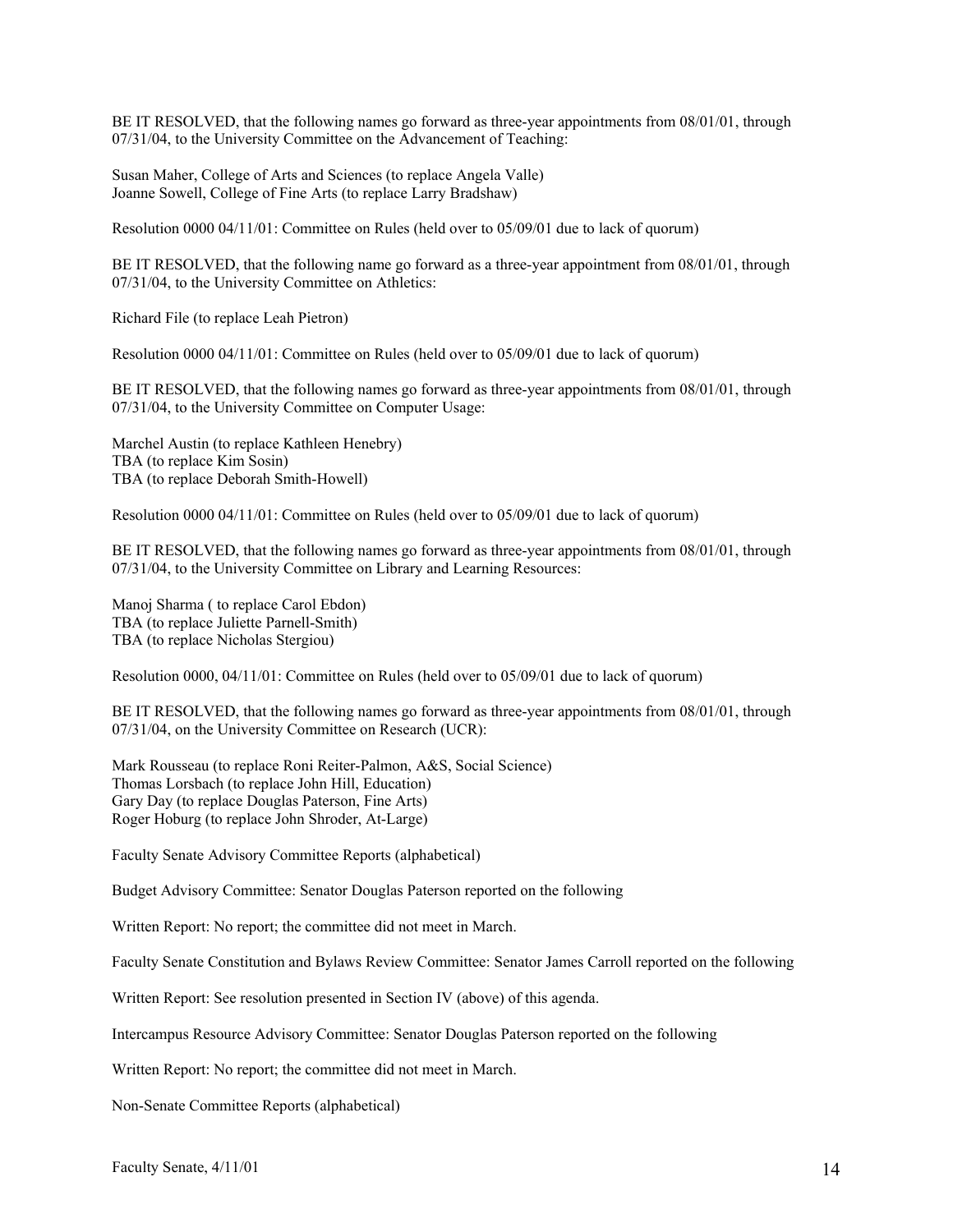BE IT RESOLVED, that the following names go forward as three-year appointments from 08/01/01, through 07/31/04, to the University Committee on the Advancement of Teaching:

Susan Maher, College of Arts and Sciences (to replace Angela Valle)
Joanne Sowell, College of Fine Arts (to replace Larry Bradshaw)

Resolution 0000 04/11/01: Committee on Rules (held over to 05/09/01 due to lack of quorum)

BE IT RESOLVED, that the following name go forward as a three-year appointment from 08/01/01, through 07/31/04, to the University Committee on Athletics:

Richard File (to replace Leah Pietron)

Resolution 0000 04/11/01: Committee on Rules (held over to 05/09/01 due to lack of quorum)

BE IT RESOLVED, that the following names go forward as three-year appointments from 08/01/01, through 07/31/04, to the University Committee on Computer Usage:

Marchel Austin (to replace Kathleen Henebry)
TBA (to replace Kim Sosin)
TBA (to replace Deborah Smith-Howell)

Resolution 0000 04/11/01: Committee on Rules (held over to 05/09/01 due to lack of quorum)

BE IT RESOLVED, that the following names go forward as three-year appointments from 08/01/01, through 07/31/04, to the University Committee on Library and Learning Resources:

Manoj Sharma ( to replace Carol Ebdon)
TBA (to replace Juliette Parnell-Smith)
TBA (to replace Nicholas Stergiou)

Resolution 0000, 04/11/01: Committee on Rules (held over to 05/09/01 due to lack of quorum)

BE IT RESOLVED, that the following names go forward as three-year appointments from 08/01/01, through 07/31/04, on the University Committee on Research (UCR):

Mark Rousseau (to replace Roni Reiter-Palmon, A&S, Social Science)
Thomas Lorsbach (to replace John Hill, Education)
Gary Day (to replace Douglas Paterson, Fine Arts)
Roger Hoburg (to replace John Shroder, At-Large)

Faculty Senate Advisory Committee Reports (alphabetical)

Budget Advisory Committee: Senator Douglas Paterson reported on the following

Written Report: No report; the committee did not meet in March.

Faculty Senate Constitution and Bylaws Review Committee: Senator James Carroll reported on the following

Written Report: See resolution presented in Section IV (above) of this agenda.

Intercampus Resource Advisory Committee: Senator Douglas Paterson reported on the following

Written Report: No report; the committee did not meet in March.

Non-Senate Committee Reports (alphabetical)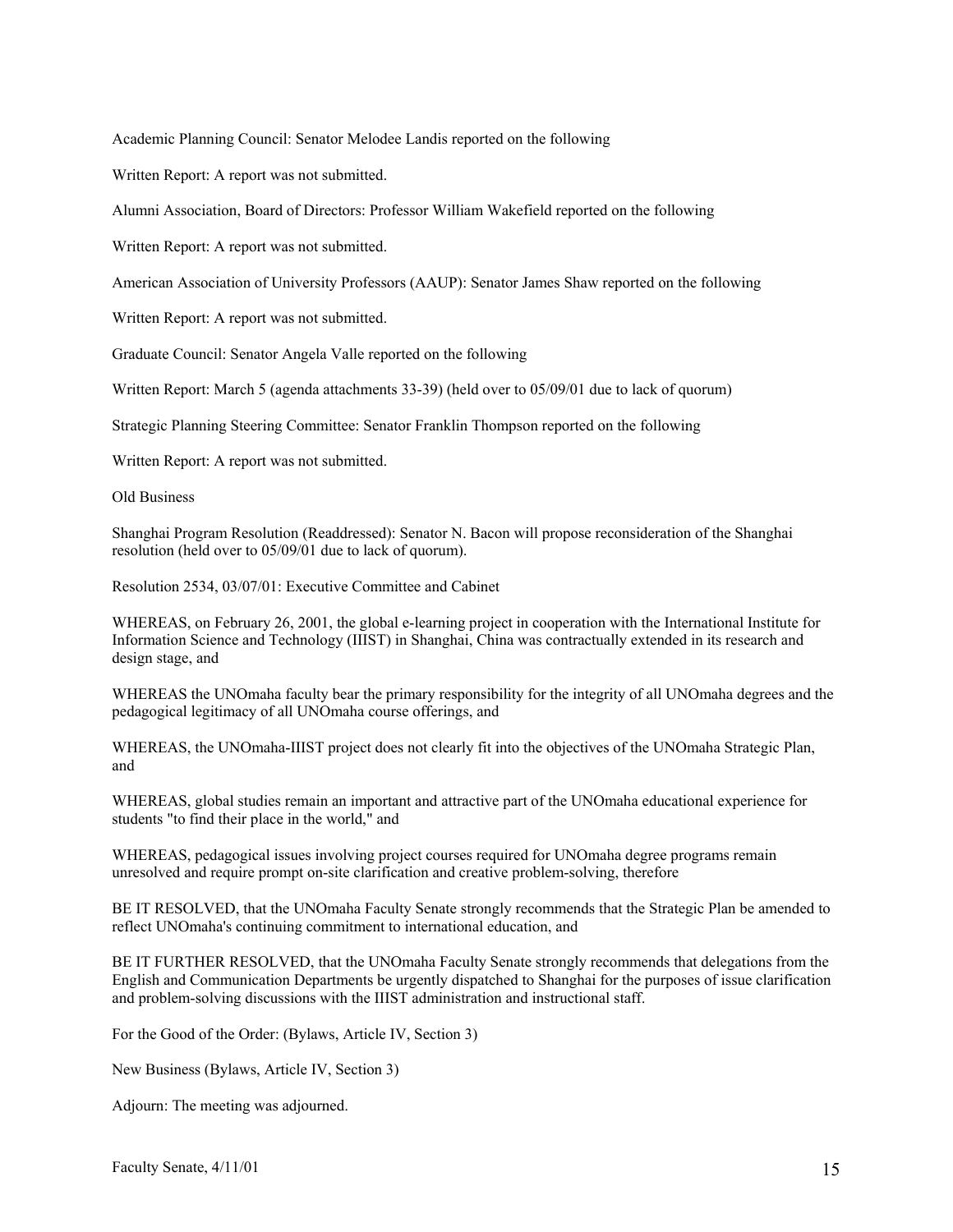Academic Planning Council: Senator Melodee Landis reported on the following

Written Report: A report was not submitted.

Alumni Association, Board of Directors: Professor William Wakefield reported on the following

Written Report: A report was not submitted.

American Association of University Professors (AAUP): Senator James Shaw reported on the following

Written Report: A report was not submitted.

Graduate Council: Senator Angela Valle reported on the following

Written Report: March 5 (agenda attachments 33-39) (held over to 05/09/01 due to lack of quorum)

Strategic Planning Steering Committee: Senator Franklin Thompson reported on the following

Written Report: A report was not submitted.

Old Business

Shanghai Program Resolution (Readdressed): Senator N. Bacon will propose reconsideration of the Shanghai resolution (held over to 05/09/01 due to lack of quorum).

Resolution 2534, 03/07/01: Executive Committee and Cabinet

WHEREAS, on February 26, 2001, the global e-learning project in cooperation with the International Institute for Information Science and Technology (IIIST) in Shanghai, China was contractually extended in its research and design stage, and

WHEREAS the UNOmaha faculty bear the primary responsibility for the integrity of all UNOmaha degrees and the pedagogical legitimacy of all UNOmaha course offerings, and

WHEREAS, the UNOmaha-IIIST project does not clearly fit into the objectives of the UNOmaha Strategic Plan, and

WHEREAS, global studies remain an important and attractive part of the UNOmaha educational experience for students "to find their place in the world," and

WHEREAS, pedagogical issues involving project courses required for UNOmaha degree programs remain unresolved and require prompt on-site clarification and creative problem-solving, therefore

BE IT RESOLVED, that the UNOmaha Faculty Senate strongly recommends that the Strategic Plan be amended to reflect UNOmaha's continuing commitment to international education, and

BE IT FURTHER RESOLVED, that the UNOmaha Faculty Senate strongly recommends that delegations from the English and Communication Departments be urgently dispatched to Shanghai for the purposes of issue clarification and problem-solving discussions with the IIIST administration and instructional staff.

For the Good of the Order: (Bylaws, Article IV, Section 3)

New Business (Bylaws, Article IV, Section 3)

Adjourn: The meeting was adjourned.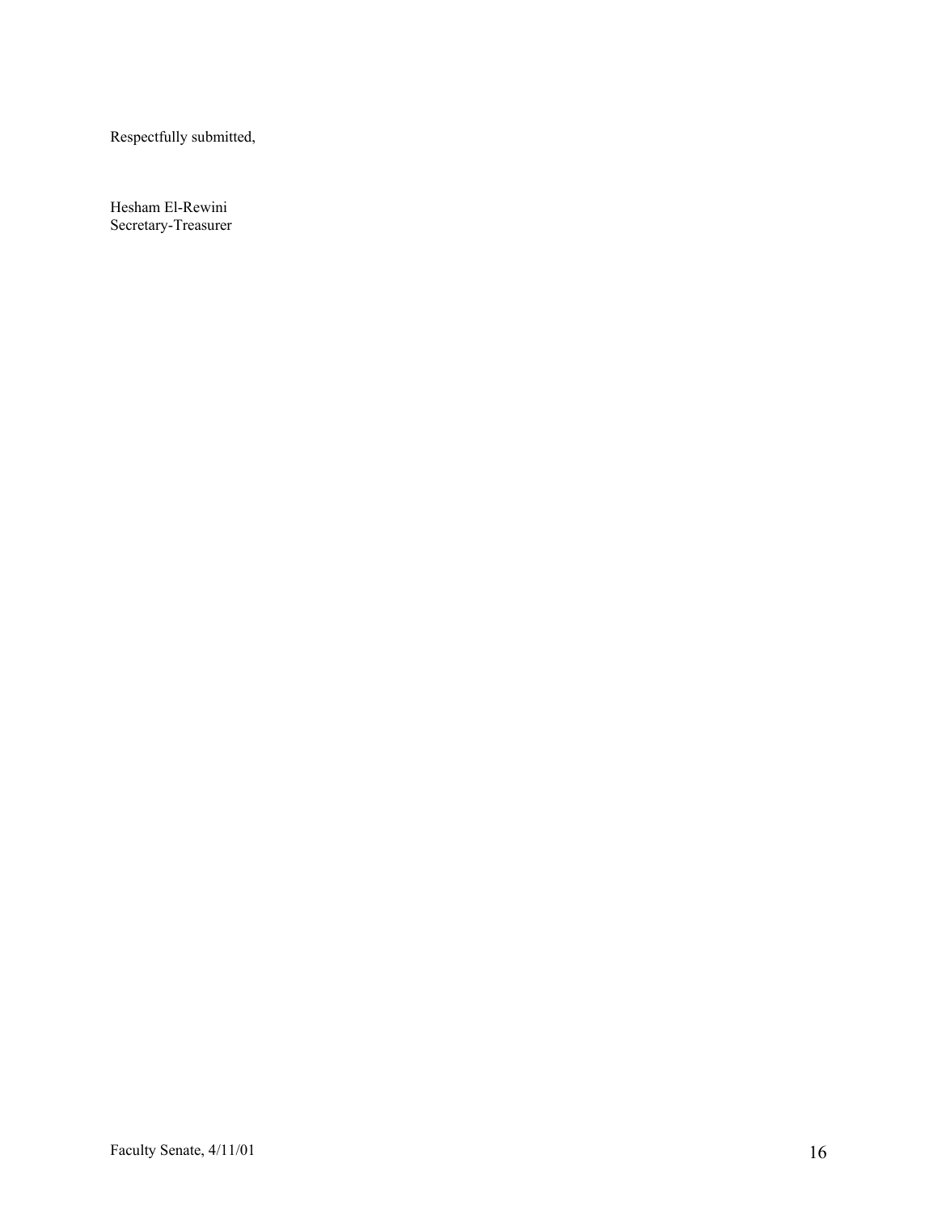Respectfully submitted,

Hesham El-Rewini
Secretary-Treasurer